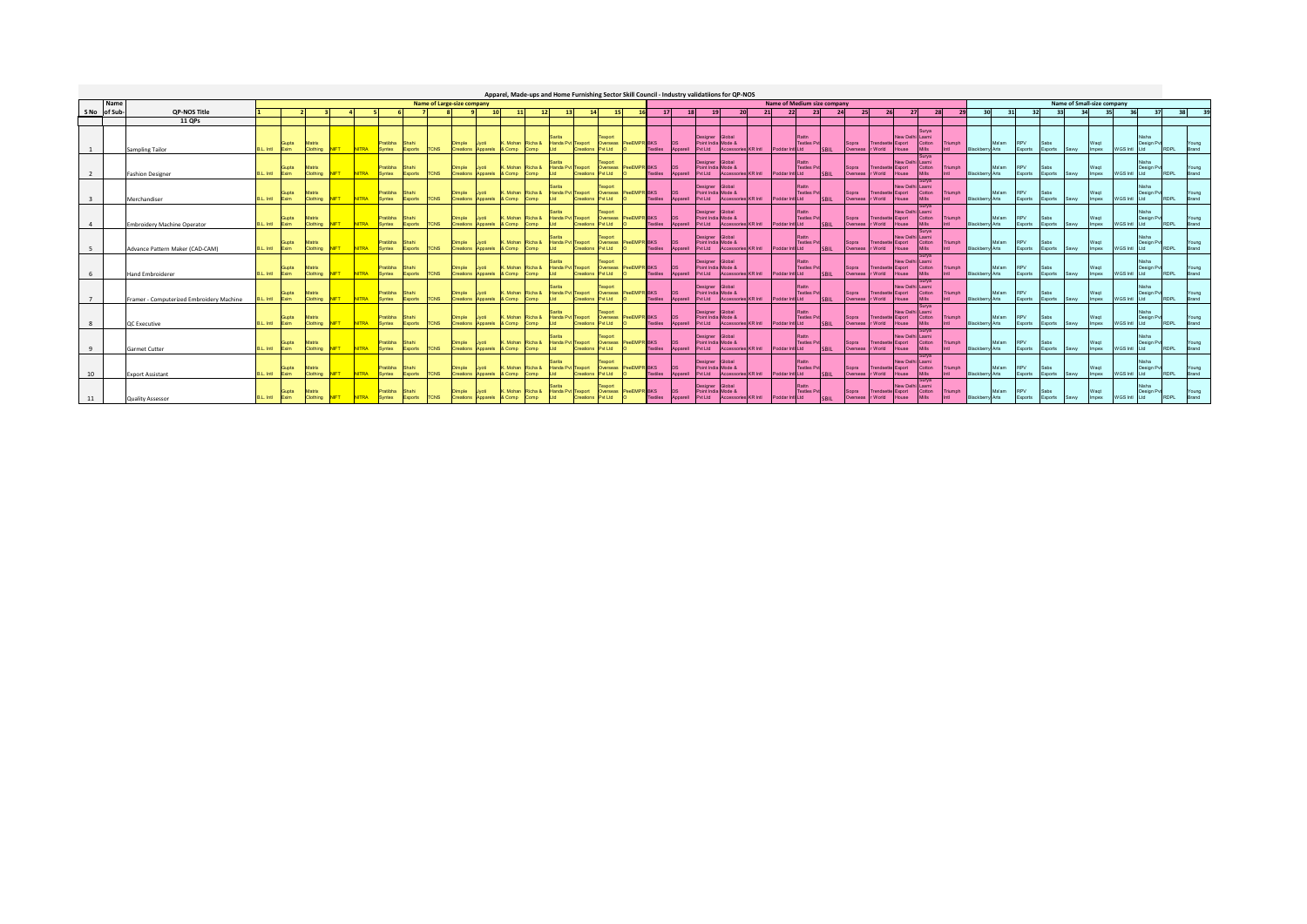# Apparel, Made-ups and Home Furnishing Sector Skill Council - Industry validatiions for QP-NOS

| S No | Name of Sub- | QP-NOS Title | Name of Large-size company | | | | | | | | | | | | | | | | Name of Medium size company | | | | | | | | | | | | | Name of Small-size company | | | | | | | | | |
|---|---|---|---|---|---|---|---|---|---|---|---|---|---|---|---|---|---|---|---|---|---|---|---|---|---|---|---|---|---|---|---|---|---|---|---|---|---|---|---|---|---|
| | | | 1 | 2 | 3 | 4 | 5 | 6 | 7 | 8 | 9 | 10 | 11 | 12 | 13 | 14 | 15 | 16 | 17 | 18 | 19 | 20 | 21 | 22 | 23 | 24 | 25 | 26 | 27 | 28 | 29 | 30 | 31 | 32 | 33 | 34 | 35 | 36 | 37 | 38 | 39 |
| | | 11 QPs | | | | | | | | | | | | | | | | | | | | | | | | | | | | | | | | | | | | | | | |
| 1 | | Sampling Tailor | B.L. Intl | Gupta Exim | Matrix Clothing | NIFT | NITRA | Pratibha Syntex | Shahi Exports | TCNS | Dimple Creations | Jyoti Apparels | K. Mohan & Comp | Richa & Comp | Sarita Handa Pvt Ltd | Texport Creations | Texport Overseas Pvt Ltd | PeeEMPRO | SKS Textiles | DS Apperell | Designer Point India Pvt Ltd | Global Mode & Accessories | KR Intl | Poddar Intl | Ratn Textiles Pvt Ltd | SBIL | Sopra Overseas | Trendsetter World | New Delhi Export House | Surya Laxmi Cotton Mills | Triumph Intl | Blackberry | Ma'am Arts | RPV Exports | Sabs Exports | Savvy | Waqt Impex | WGS Intl | Nisha Design Pvt Ltd | RDPL | Young Brand |
| 2 | | Fashion Designer | B.L. Intl | Gupta Exim | Matrix Clothing | NIFT | NITRA | Pratibha Syntex | Shahi Exports | TCNS | Dimple Creations | Jyoti Apparels | K. Mohan & Comp | Richa & Comp | Sarita Handa Pvt Ltd | Texport Creations | Texport Overseas Pvt Ltd | PeeEMPRO | SKS Textiles | DS Apperell | Designer Point India Pvt Ltd | Global Mode & Accessories | KR Intl | Poddar Intl | Ratn Textiles Pvt Ltd | SBIL | Sopra Overseas | Trendsetter World | New Delhi Export House | Surya Laxmi Cotton Mills | Triumph Intl | Blackberry | Ma'am Arts | RPV Exports | Sabs Exports | Savvy | Waqt Impex | WGS Intl | Nisha Design Pvt Ltd | RDPL | Young Brand |
| 3 | | Merchandiser | B.L. Intl | Gupta Exim | Matrix Clothing | NIFT | NITRA | Pratibha Syntex | Shahi Exports | TCNS | Dimple Creations | Jyoti Apparels | K. Mohan & Comp | Richa & Comp | Sarita Handa Pvt Ltd | Texport Creations | Texport Overseas Pvt Ltd | PeeEMPRO | SKS Textiles | DS Apperell | Designer Point India Pvt Ltd | Global Mode & Accessories | KR Intl | Poddar Intl | Ratn Textiles Pvt Ltd | SBIL | Sopra Overseas | Trendsetter World | New Delhi Export House | Surya Laxmi Cotton Mills | Triumph Intl | Blackberry | Ma'am Arts | RPV Exports | Sabs Exports | Savvy | Waqt Impex | WGS Intl | Nisha Design Pvt Ltd | RDPL | Young Brand |
| 4 | | Embroidery Machine Operator | B.L. Intl | Gupta Exim | Matrix Clothing | NIFT | NITRA | Pratibha Syntex | Shahi Exports | TCNS | Dimple Creations | Jyoti Apparels | K. Mohan & Comp | Richa & Comp | Sarita Handa Pvt Ltd | Texport Creations | Texport Overseas Pvt Ltd | PeeEMPRO | SKS Textiles | DS Apperell | Designer Point India Pvt Ltd | Global Mode & Accessories | KR Intl | Poddar Intl | Ratn Textiles Pvt Ltd | SBIL | Sopra Overseas | Trendsetter World | New Delhi Export House | Surya Laxmi Cotton Mills | Triumph Intl | Blackberry | Ma'am Arts | RPV Exports | Sabs Exports | Savvy | Waqt Impex | WGS Intl | Nisha Design Pvt Ltd | RDPL | Young Brand |
| 5 | | Advance Pattern Maker (CAD-CAM) | B.L. Intl | Gupta Exim | Matrix Clothing | NIFT | NITRA | Pratibha Syntex | Shahi Exports | TCNS | Dimple Creations | Jyoti Apparels | K. Mohan & Comp | Richa & Comp | Sarita Handa Pvt Ltd | Texport Creations | Texport Overseas Pvt Ltd | PeeEMPRO | SKS Textiles | DS Apperell | Designer Point India Pvt Ltd | Global Mode & Accessories | KR Intl | Poddar Intl | Ratn Textiles Pvt Ltd | SBIL | Sopra Overseas | Trendsetter World | New Delhi Export House | Surya Laxmi Cotton Mills | Triumph Intl | Blackberry | Ma'am Arts | RPV Exports | Sabs Exports | Savvy | Waqt Impex | WGS Intl | Nisha Design Pvt Ltd | RDPL | Young Brand |
| 6 | | Hand Embroiderer | B.L. Intl | Gupta Exim | Matrix Clothing | NIFT | NITRA | Pratibha Syntex | Shahi Exports | TCNS | Dimple Creations | Jyoti Apparels | K. Mohan & Comp | Richa & Comp | Sarita Handa Pvt Ltd | Texport Creations | Texport Overseas Pvt Ltd | PeeEMPRO | SKS Textiles | DS Apperell | Designer Point India Pvt Ltd | Global Mode & Accessories | KR Intl | Poddar Intl | Ratn Textiles Pvt Ltd | SBIL | Sopra Overseas | Trendsetter World | New Delhi Export House | Surya Laxmi Cotton Mills | Triumph Intl | Blackberry | Ma'am Arts | RPV Exports | Sabs Exports | Savvy | Waqt Impex | WGS Intl | Nisha Design Pvt Ltd | RDPL | Young Brand |
| 7 | | Framer - Computerized Embroidery Machine | B.L. Intl | Gupta Exim | Matrix Clothing | NIFT | NITRA | Pratibha Syntex | Shahi Exports | TCNS | Dimple Creations | Jyoti Apparels | K. Mohan & Comp | Richa & Comp | Sarita Handa Pvt Ltd | Texport Creations | Texport Overseas Pvt Ltd | PeeEMPRO | SKS Textiles | DS Apperell | Designer Point India Pvt Ltd | Global Mode & Accessories | KR Intl | Poddar Intl | Ratn Textiles Pvt Ltd | SBIL | Sopra Overseas | Trendsetter World | New Delhi Export House | Surya Laxmi Cotton Mills | Triumph Intl | Blackberry | Ma'am Arts | RPV Exports | Sabs Exports | Savvy | Waqt Impex | WGS Intl | Nisha Design Pvt Ltd | RDPL | Young Brand |
| 8 | | QC Executive | B.L. Intl | Gupta Exim | Matrix Clothing | NIFT | NITRA | Pratibha Syntex | Shahi Exports | TCNS | Dimple Creations | Jyoti Apparels | K. Mohan & Comp | Richa & Comp | Sarita Handa Pvt Ltd | Texport Creations | Texport Overseas Pvt Ltd | PeeEMPRO | SKS Textiles | DS Apperell | Designer Point India Pvt Ltd | Global Mode & Accessories | KR Intl | Poddar Intl | Ratn Textiles Pvt Ltd | SBIL | Sopra Overseas | Trendsetter World | New Delhi Export House | Surya Laxmi Cotton Mills | Triumph Intl | Blackberry | Ma'am Arts | RPV Exports | Sabs Exports | Savvy | Waqt Impex | WGS Intl | Nisha Design Pvt Ltd | RDPL | Young Brand |
| 9 | | Garmet Cutter | B.L. Intl | Gupta Exim | Matrix Clothing | NIFT | NITRA | Pratibha Syntex | Shahi Exports | TCNS | Dimple Creations | Jyoti Apparels | K. Mohan & Comp | Richa & Comp | Sarita Handa Pvt Ltd | Texport Creations | Texport Overseas Pvt Ltd | PeeEMPRO | SKS Textiles | DS Apperell | Designer Point India Pvt Ltd | Global Mode & Accessories | KR Intl | Poddar Intl | Ratn Textiles Pvt Ltd | SBIL | Sopra Overseas | Trendsetter World | New Delhi Export House | Surya Laxmi Cotton Mills | Triumph Intl | Blackberry | Ma'am Arts | RPV Exports | Sabs Exports | Savvy | Waqt Impex | WGS Intl | Nisha Design Pvt Ltd | RDPL | Young Brand |
| 10 | | Export Assistant | B.L. Intl | Gupta Exim | Matrix Clothing | NIFT | NITRA | Pratibha Syntex | Shahi Exports | TCNS | Dimple Creations | Jyoti Apparels | K. Mohan & Comp | Richa & Comp | Sarita Handa Pvt Ltd | Texport Creations | Texport Overseas Pvt Ltd | PeeEMPRO | SKS Textiles | DS Apperell | Designer Point India Pvt Ltd | Global Mode & Accessories | KR Intl | Poddar Intl | Ratn Textiles Pvt Ltd | SBIL | Sopra Overseas | Trendsetter World | New Delhi Export House | Surya Laxmi Cotton Mills | Triumph Intl | Blackberry | Ma'am Arts | RPV Exports | Sabs Exports | Savvy | Waqt Impex | WGS Intl | Nisha Design Pvt Ltd | RDPL | Young Brand |
| 11 | | Quality Assessor | B.L. Intl | Gupta Exim | Matrix Clothing | NIFT | NITRA | Pratibha Syntex | Shahi Exports | TCNS | Dimple Creations | Jyoti Apparels | K. Mohan & Comp | Richa & Comp | Sarita Handa Pvt Ltd | Texport Creations | Texport Overseas Pvt Ltd | PeeEMPRO | SKS Textiles | DS Apperell | Designer Point India Pvt Ltd | Global Mode & Accessories | KR Intl | Poddar Intl | Ratn Textiles Pvt Ltd | SBIL | Sopra Overseas | Trendsetter World | New Delhi Export House | Surya Laxmi Cotton Mills | Triumph Intl | Blackberry | Ma'am Arts | RPV Exports | Sabs Exports | Savvy | Waqt Impex | WGS Intl | Nisha Design Pvt Ltd | RDPL | Young Brand |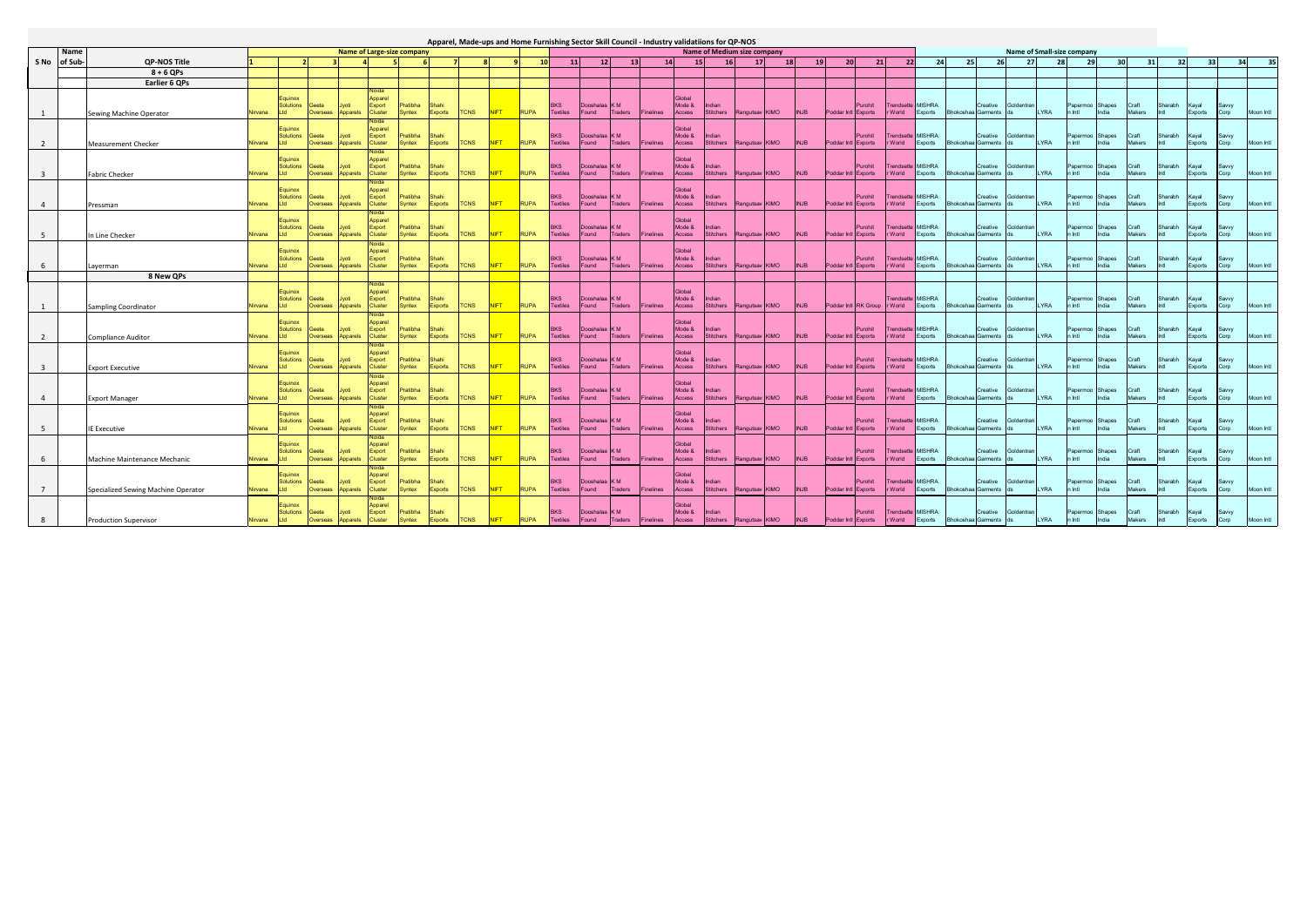# Apparel, Made-ups and Home Furnishing Sector Skill Council - Industry validations for QP-NOS

| S No | Name of Sub- | QP-NOS Title | Name of Large-size company | | | | | | | | | | Name of Medium size company | | | | | | | | | | | | Name of Small-size company | | | | | | | | | | | |
|---|---|---|---|---|---|---|---|---|---|---|---|---|---|---|---|---|---|---|---|---|---|---|---|---|---|---|---|---|---|---|---|---|---|---|---|---|
| | | | 1 | 2 | 3 | 4 | 5 | 6 | 7 | 8 | 9 | 10 | 11 | 12 | 13 | 14 | 15 | 16 | 17 | 18 | 19 | 20 | 21 | 22 | 24 | 25 | 26 | 27 | 28 | 29 | 30 | 31 | 32 | 33 | 34 | 35 |
| | | **8 + 6 QPs** | | | | | | | | | | | | | | | | | | | | | | | | | | | | | | | | | | |
| | | **Earlier 6 QPs** | | | | | | | | | | | | | | | | | | | | | | | | | | | | | | | | | | |
| 1 | | Sewing Machine Operator | Nirvana | Equinox Solutions Ltd | Geeta Overseas | Jyoti Apparels | Noida Apparel Export Cluster | Pratibha Syntex | Shahi Exports | TCNS | NIFT | RUPA | BKS Textiles | Dooshalaa Found | K M Traders | Finelines | Global Mode & Access | Indian Stitchers | Rangutsav | KIMO | INJB | Poddar Intl | Purohit Exports | Trendsetter World | MISHRA Exports | Bhokoshaa | Creative Garments | Goldentrands | LYRA | Papermoon Intl | Shapes India | Craft Makers | Sharabh Intl | Kayal Exports | Savvy Corp | Moon Intl |
| 2 | | Measurement Checker | Nirvana | Equinox Solutions Ltd | Geeta Overseas | Jyoti Apparels | Noida Apparel Export Cluster | Pratibha Syntex | Shahi Exports | TCNS | NIFT | RUPA | BKS Textiles | Dooshalaa Found | K M Traders | Finelines | Global Mode & Access | Indian Stitchers | Rangutsav | KIMO | INJB | Poddar Intl | Purohit Exports | Trendsetter World | MISHRA Exports | Bhokoshaa | Creative Garments | Goldentrands | LYRA | Papermoon Intl | Shapes India | Craft Makers | Sharabh Intl | Kayal Exports | Savvy Corp | Moon Intl |
| 3 | | Fabric Checker | Nirvana | Equinox Solutions Ltd | Geeta Overseas | Jyoti Apparels | Noida Apparel Export Cluster | Pratibha Syntex | Shahi Exports | TCNS | NIFT | RUPA | BKS Textiles | Dooshalaa Found | K M Traders | Finelines | Global Mode & Access | Indian Stitchers | Rangutsav | KIMO | INJB | Poddar Intl | Purohit Exports | Trendsetter World | MISHRA Exports | Bhokoshaa | Creative Garments | Goldentrands | LYRA | Papermoon Intl | Shapes India | Craft Makers | Sharabh Intl | Kayal Exports | Savvy Corp | Moon Intl |
| 4 | | Pressman | Nirvana | Equinox Solutions Ltd | Geeta Overseas | Jyoti Apparels | Noida Apparel Export Cluster | Pratibha Syntex | Shahi Exports | TCNS | NIFT | RUPA | BKS Textiles | Dooshalaa Found | K M Traders | Finelines | Global Mode & Access | Indian Stitchers | Rangutsav | KIMO | INJB | Poddar Intl | Purohit Exports | Trendsetter World | MISHRA Exports | Bhokoshaa | Creative Garments | Goldentrands | LYRA | Papermoon Intl | Shapes India | Craft Makers | Sharabh Intl | Kayal Exports | Savvy Corp | Moon Intl |
| 5 | | In Line Checker | Nirvana | Equinox Solutions Ltd | Geeta Overseas | Jyoti Apparels | Noida Apparel Export Cluster | Pratibha Syntex | Shahi Exports | TCNS | NIFT | RUPA | BKS Textiles | Dooshalaa Found | K M Traders | Finelines | Global Mode & Access | Indian Stitchers | Rangutsav | KIMO | INJB | Poddar Intl | Purohit Exports | Trendsetter World | MISHRA Exports | Bhokoshaa | Creative Garments | Goldentrands | LYRA | Papermoon Intl | Shapes India | Craft Makers | Sharabh Intl | Kayal Exports | Savvy Corp | Moon Intl |
| 6 | | Layerman | Nirvana | Equinox Solutions Ltd | Geeta Overseas | Jyoti Apparels | Noida Apparel Export Cluster | Pratibha Syntex | Shahi Exports | TCNS | NIFT | RUPA | BKS Textiles | Dooshalaa Found | K M Traders | Finelines | Global Mode & Access | Indian Stitchers | Rangutsav | KIMO | INJB | Poddar Intl | Purohit Exports | Trendsetter World | MISHRA Exports | Bhokoshaa | Creative Garments | Goldentrands | LYRA | Papermoon Intl | Shapes India | Craft Makers | Sharabh Intl | Kayal Exports | Savvy Corp | Moon Intl |
| | | **8 New QPs** | | | | | | | | | | | | | | | | | | | | | | | | | | | | | | | | | | |
| 1 | | Sampling Coordinator | Nirvana | Equinox Solutions Ltd | Geeta Overseas | Jyoti Apparels | Noida Apparel Export Cluster | Pratibha Syntex | Shahi Exports | TCNS | NIFT | RUPA | BKS Textiles | Dooshalaa Found | K M Traders | Finelines | Global Mode & Access | Indian Stitchers | Rangutsav | KIMO | INJB | Poddar Intl | RK Group | Trendsetter World | MISHRA Exports | Bhokoshaa | Creative Garments | Goldentrands | LYRA | Papermoon Intl | Shapes India | Craft Makers | Sharabh Intl | Kayal Exports | Savvy Corp | Moon Intl |
| 2 | | Compliance Auditor | Nirvana | Equinox Solutions Ltd | Geeta Overseas | Jyoti Apparels | Noida Apparel Export Cluster | Pratibha Syntex | Shahi Exports | TCNS | NIFT | RUPA | BKS Textiles | Dooshalaa Found | K M Traders | Finelines | Global Mode & Access | Indian Stitchers | Rangutsav | KIMO | INJB | Poddar Intl | Purohit Exports | Trendsetter World | MISHRA Exports | Bhokoshaa | Creative Garments | Goldentrands | LYRA | Papermoon Intl | Shapes India | Craft Makers | Sharabh Intl | Kayal Exports | Savvy Corp | Moon Intl |
| 3 | | Export Executive | Nirvana | Equinox Solutions Ltd | Geeta Overseas | Jyoti Apparels | Noida Apparel Export Cluster | Pratibha Syntex | Shahi Exports | TCNS | NIFT | RUPA | BKS Textiles | Dooshalaa Found | K M Traders | Finelines | Global Mode & Access | Indian Stitchers | Rangutsav | KIMO | INJB | Poddar Intl | Purohit Exports | Trendsetter World | MISHRA Exports | Bhokoshaa | Creative Garments | Goldentrands | LYRA | Papermoon Intl | Shapes India | Craft Makers | Sharabh Intl | Kayal Exports | Savvy Corp | Moon Intl |
| 4 | | Export Manager | Nirvana | Equinox Solutions Ltd | Geeta Overseas | Jyoti Apparels | Noida Apparel Export Cluster | Pratibha Syntex | Shahi Exports | TCNS | NIFT | RUPA | BKS Textiles | Dooshalaa Found | K M Traders | Finelines | Global Mode & Access | Indian Stitchers | Rangutsav | KIMO | INJB | Poddar Intl | Purohit Exports | Trendsetter World | MISHRA Exports | Bhokoshaa | Creative Garments | Goldentrands | LYRA | Papermoon Intl | Shapes India | Craft Makers | Sharabh Intl | Kayal Exports | Savvy Corp | Moon Intl |
| 5 | | IE Executive | Nirvana | Equinox Solutions Ltd | Geeta Overseas | Jyoti Apparels | Noida Apparel Export Cluster | Pratibha Syntex | Shahi Exports | TCNS | NIFT | RUPA | BKS Textiles | Dooshalaa Found | K M Traders | Finelines | Global Mode & Access | Indian Stitchers | Rangutsav | KIMO | INJB | Poddar Intl | Purohit Exports | Trendsetter World | MISHRA Exports | Bhokoshaa | Creative Garments | Goldentrands | LYRA | Papermoon Intl | Shapes India | Craft Makers | Sharabh Intl | Kayal Exports | Savvy Corp | Moon Intl |
| 6 | | Machine Maintenance Mechanic | Nirvana | Equinox Solutions Ltd | Geeta Overseas | Jyoti Apparels | Noida Apparel Export Cluster | Pratibha Syntex | Shahi Exports | TCNS | NIFT | RUPA | BKS Textiles | Dooshalaa Found | K M Traders | Finelines | Global Mode & Access | Indian Stitchers | Rangutsav | KIMO | INJB | Poddar Intl | Purohit Exports | Trendsetter World | MISHRA Exports | Bhokoshaa | Creative Garments | Goldentrands | LYRA | Papermoon Intl | Shapes India | Craft Makers | Sharabh Intl | Kayal Exports | Savvy Corp | Moon Intl |
| 7 | | Specialized Sewing Machine Operator | Nirvana | Equinox Solutions Ltd | Geeta Overseas | Jyoti Apparels | Noida Apparel Export Cluster | Pratibha Syntex | Shahi Exports | TCNS | NIFT | RUPA | BKS Textiles | Dooshalaa Found | K M Traders | Finelines | Global Mode & Access | Indian Stitchers | Rangutsav | KIMO | INJB | Poddar Intl | Purohit Exports | Trendsetter World | MISHRA Exports | Bhokoshaa | Creative Garments | Goldentrands | LYRA | Papermoon Intl | Shapes India | Craft Makers | Sharabh Intl | Kayal Exports | Savvy Corp | Moon Intl |
| 8 | | Production Supervisor | Nirvana | Equinox Solutions Ltd | Geeta Overseas | Jyoti Apparels | Noida Apparel Export Cluster | Pratibha Syntex | Shahi Exports | TCNS | NIFT | RUPA | BKS Textiles | Dooshalaa Found | K M Traders | Finelines | Global Mode & Access | Indian Stitchers | Rangutsav | KIMO | INJB | Poddar Intl | Purohit Exports | Trendsetter World | MISHRA Exports | Bhokoshaa | Creative Garments | Goldentrands | LYRA | Papermoon Intl | Shapes India | Craft Makers | Sharabh Intl | Kayal Exports | Savvy Corp | Moon Intl |